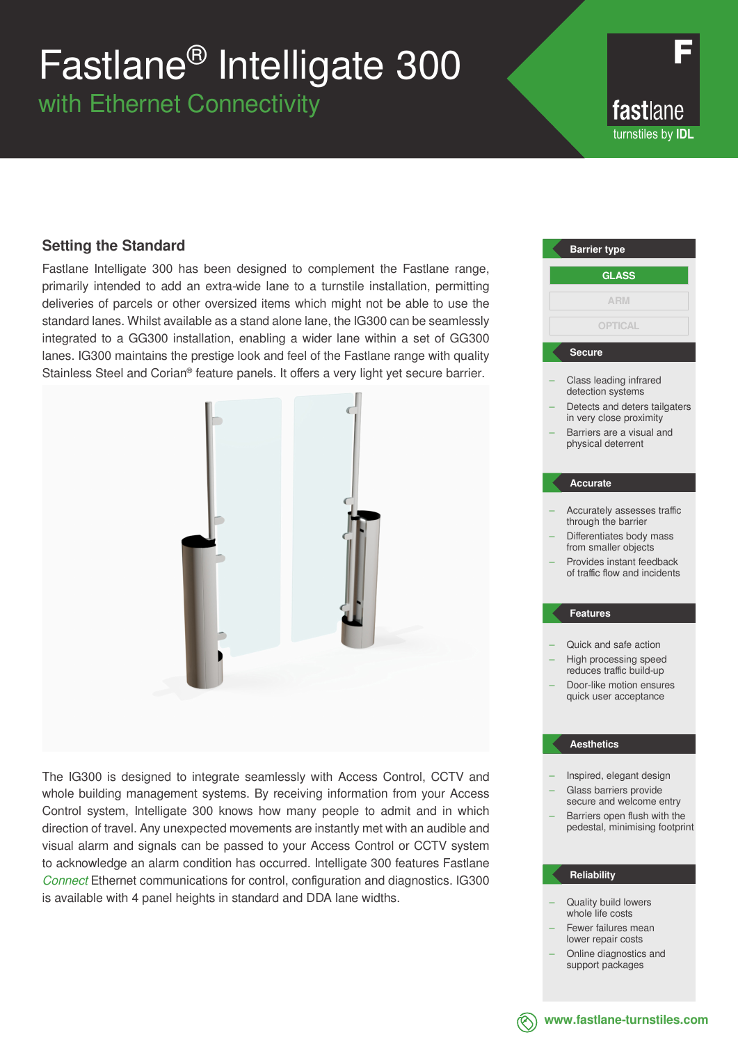# Fastlane® Intelligate 300

## with Ethernet Connectivity

fastlane
turnstiles by IDL

## Setting the Standard

Fastlane Intelligate 300 has been designed to complement the Fastlane range, primarily intended to add an extra-wide lane to a turnstile installation, permitting deliveries of parcels or other oversized items which might not be able to use the standard lanes. Whilst available as a stand alone lane, the IG300 can be seamlessly integrated to a GG300 installation, enabling a wider lane within a set of GG300 lanes. IG300 maintains the prestige look and feel of the Fastlane range with quality Stainless Steel and Corian® feature panels. It offers a very light yet secure barrier.

The IG300 is designed to integrate seamlessly with Access Control, CCTV and whole building management systems. By receiving information from your Access Control system, Intelligate 300 knows how many people to admit and in which direction of travel. Any unexpected movements are instantly met with an audible and visual alarm and signals can be passed to your Access Control or CCTV system to acknowledge an alarm condition has occurred. Intelligate 300 features Fastlane *Connect* Ethernet communications for control, configuration and diagnostics. IG300 is available with 4 panel heights in standard and DDA lane widths.

### Barrier type

- **GLASS**
- ARM
- OPTICAL

### Secure

- Class leading infrared detection systems
- Detects and deters tailgaters in very close proximity
- Barriers are a visual and physical deterrent

### Accurate

- Accurately assesses traffic through the barrier
- Differentiates body mass from smaller objects
- Provides instant feedback of traffic flow and incidents

### Features

- Quick and safe action
- High processing speed reduces traffic build-up
- Door-like motion ensures quick user acceptance

### Aesthetics

- Inspired, elegant design
- Glass barriers provide secure and welcome entry
- Barriers open flush with the pedestal, minimising footprint

### Reliability

- Quality build lowers whole life costs
- Fewer failures mean lower repair costs
- Online diagnostics and support packages

www.fastlane-turnstiles.com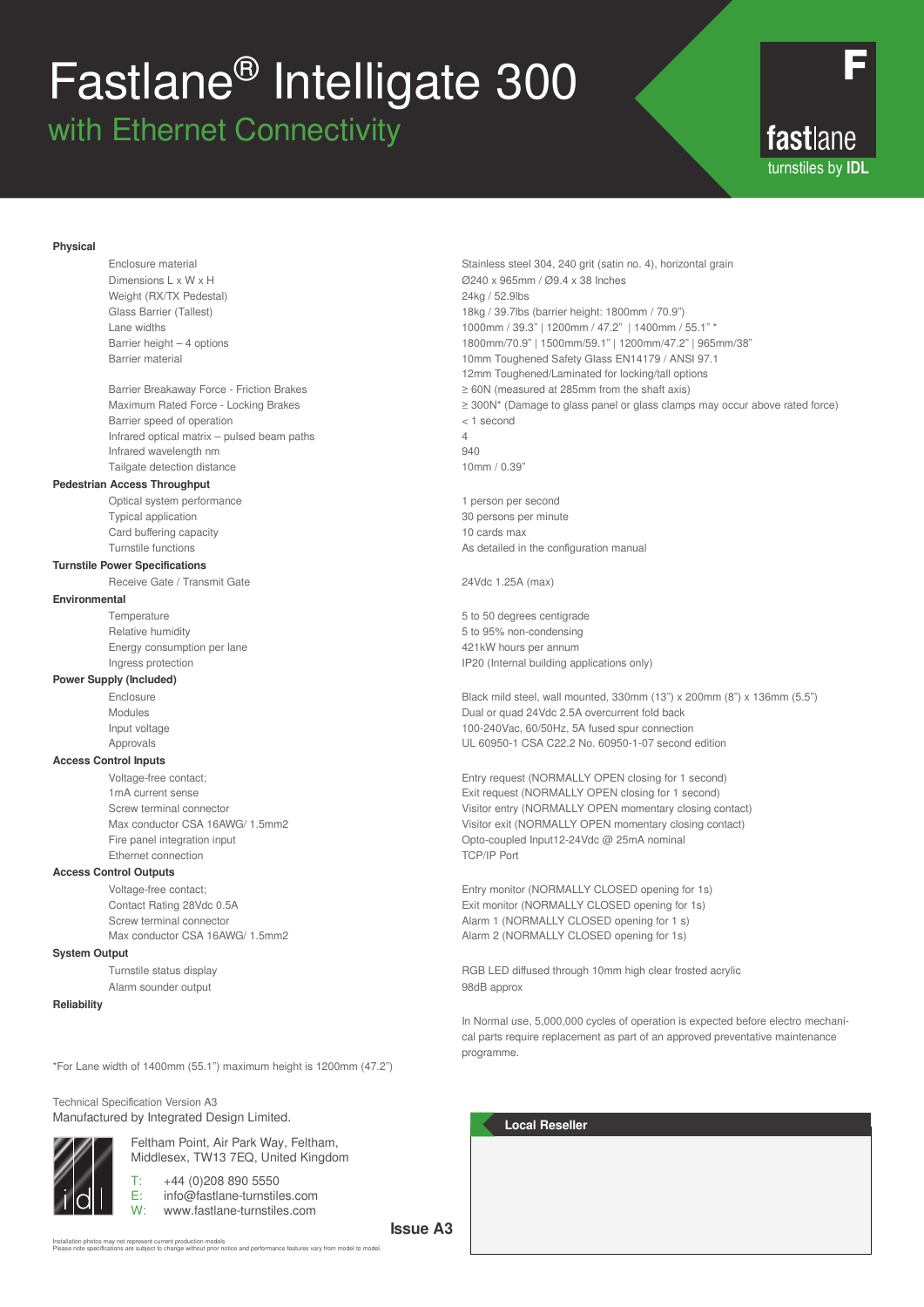# Fastlane® Intelligate 300

## with Ethernet Connectivity

fastlane
turnstiles by IDL

| | |
|---|---|
| **Physical** | |
| Enclosure material | Stainless steel 304, 240 grit (satin no. 4), horizontal grain |
| Dimensions L x W x H | Ø240 x 965mm / Ø9.4 x 38 Inches |
| Weight (RX/TX Pedestal) | 24kg / 52.9lbs |
| Glass Barrier (Tallest) | 18kg / 39.7lbs (barrier height: 1800mm / 70.9”) |
| Lane widths | 1000mm / 39.3” \| 1200mm / 47.2” \| 1400mm / 55.1” * |
| Barrier height – 4 options | 1800mm/70.9” \| 1500mm/59.1” \| 1200mm/47.2” \| 965mm/38” |
| Barrier material | 10mm Toughened Safety Glass EN14179 / ANSI 97.1<br>12mm Toughened/Laminated for locking/tall options |
| Barrier Breakaway Force - Friction Brakes | ≥ 60N (measured at 285mm from the shaft axis) |
| Maximum Rated Force - Locking Brakes | ≥ 300N* (Damage to glass panel or glass clamps may occur above rated force) |
| Barrier speed of operation | < 1 second |
| Infrared optical matrix – pulsed beam paths | 4 |
| Infrared wavelength nm | 940 |
| Tailgate detection distance | 10mm / 0.39” |
| **Pedestrian Access Throughput** | |
| Optical system performance | 1 person per second |
| Typical application | 30 persons per minute |
| Card buffering capacity | 10 cards max |
| Turnstile functions | As detailed in the configuration manual |
| **Turnstile Power Specifications** | |
| Receive Gate / Transmit Gate | 24Vdc 1.25A (max) |
| **Environmental** | |
| Temperature | 5 to 50 degrees centigrade |
| Relative humidity | 5 to 95% non-condensing |
| Energy consumption per lane | 421kW hours per annum |
| Ingress protection | IP20 (Internal building applications only) |
| **Power Supply (Included)** | |
| Enclosure | Black mild steel, wall mounted, 330mm (13”) x 200mm (8”) x 136mm (5.5”) |
| Modules | Dual or quad 24Vdc 2.5A overcurrent fold back |
| Input voltage | 100-240Vac, 60/50Hz, 5A fused spur connection |
| Approvals | UL 60950-1 CSA C22.2 No. 60950-1-07 second edition |
| **Access Control Inputs** | |
| Voltage-free contact; | Entry request (NORMALLY OPEN closing for 1 second) |
| 1mA current sense | Exit request (NORMALLY OPEN closing for 1 second) |
| Screw terminal connector | Visitor entry (NORMALLY OPEN momentary closing contact) |
| Max conductor CSA 16AWG/ 1.5mm2 | Visitor exit (NORMALLY OPEN momentary closing contact) |
| Fire panel integration input | Opto-coupled Input12-24Vdc @ 25mA nominal |
| Ethernet connection | TCP/IP Port |
| **Access Control Outputs** | |
| Voltage-free contact; | Entry monitor (NORMALLY CLOSED opening for 1s) |
| Contact Rating 28Vdc 0.5A | Exit monitor (NORMALLY CLOSED opening for 1s) |
| Screw terminal connector | Alarm 1 (NORMALLY CLOSED opening for 1 s) |
| Max conductor CSA 16AWG/ 1.5mm2 | Alarm 2 (NORMALLY CLOSED opening for 1s) |
| **System Output** | |
| Turnstile status display | RGB LED diffused through 10mm high clear frosted acrylic |
| Alarm sounder output | 98dB approx |
| **Reliability** | In Normal use, 5,000,000 cycles of operation is expected before electro mechanical parts require replacement as part of an approved preventative maintenance programme. |

*For Lane width of 1400mm (55.1”) maximum height is 1200mm (47.2”)

Technical Specification Version A3
Manufactured by Integrated Design Limited.

Feltham Point, Air Park Way, Feltham,
Middlesex, TW13 7EQ, United Kingdom

T: +44 (0)208 890 5550
E: info@fastlane-turnstiles.com
W: www.fastlane-turnstiles.com

**Issue A3**

**Local Reseller**

Installation photos may not represent current production models
Please note specifications are subject to change without prior notice and performance features vary from model to model.